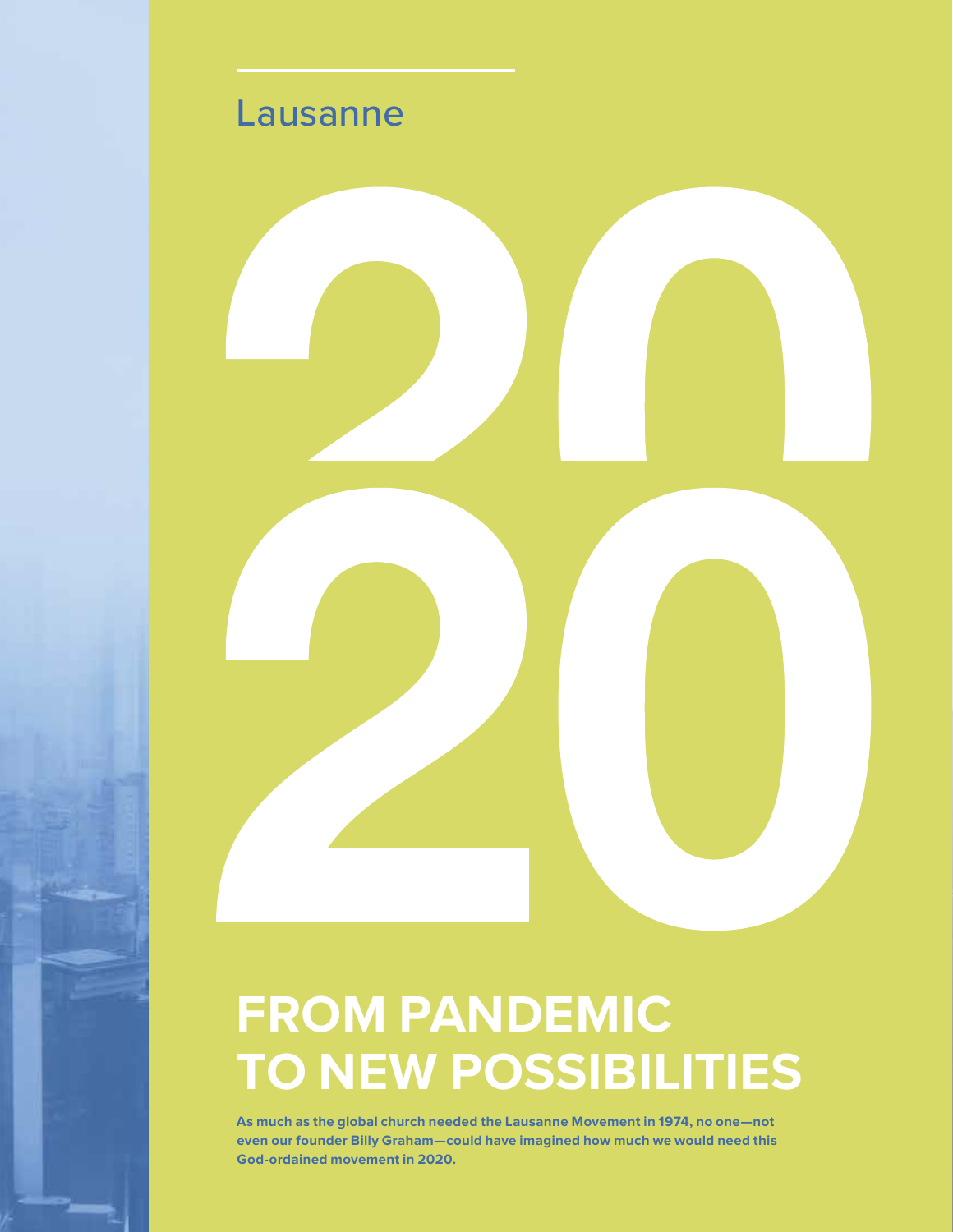Lausanne

# 2020

# FROM PANDEMIC TO NEW POSSIBILITIES

**As much as the global church needed the Lausanne Movement in 1974, no one—not even our founder Billy Graham—could have imagined how much we would need this God-ordained movement in 2020.**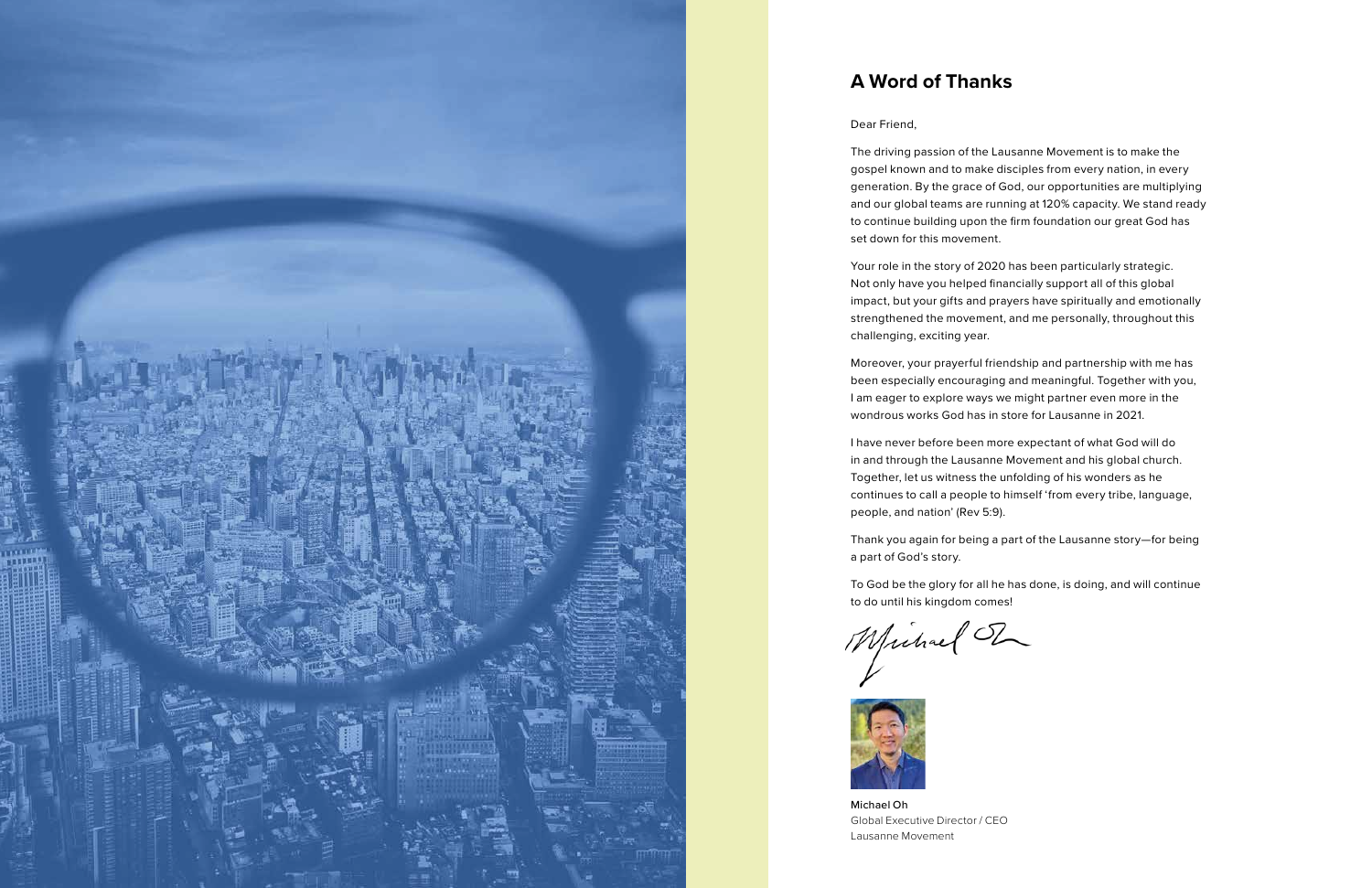## A Word of Thanks

Dear Friend,

The driving passion of the Lausanne Movement is to make the gospel known and to make disciples from every nation, in every generation. By the grace of God, our opportunities are multiplying and our global teams are running at 120% capacity. We stand ready to continue building upon the firm foundation our great God has set down for this movement.

Your role in the story of 2020 has been particularly strategic. Not only have you helped financially support all of this global impact, but your gifts and prayers have spiritually and emotionally strengthened the movement, and me personally, throughout this challenging, exciting year.

Moreover, your prayerful friendship and partnership with me has been especially encouraging and meaningful. Together with you, I am eager to explore ways we might partner even more in the wondrous works God has in store for Lausanne in 2021.

I have never before been more expectant of what God will do in and through the Lausanne Movement and his global church. Together, let us witness the unfolding of his wonders as he continues to call a people to himself 'from every tribe, language, people, and nation' (Rev 5:9).

Thank you again for being a part of the Lausanne story—for being a part of God's story.

To God be the glory for all he has done, is doing, and will continue to do until his kingdom comes!

Michael Oh
Global Executive Director / CEO
Lausanne Movement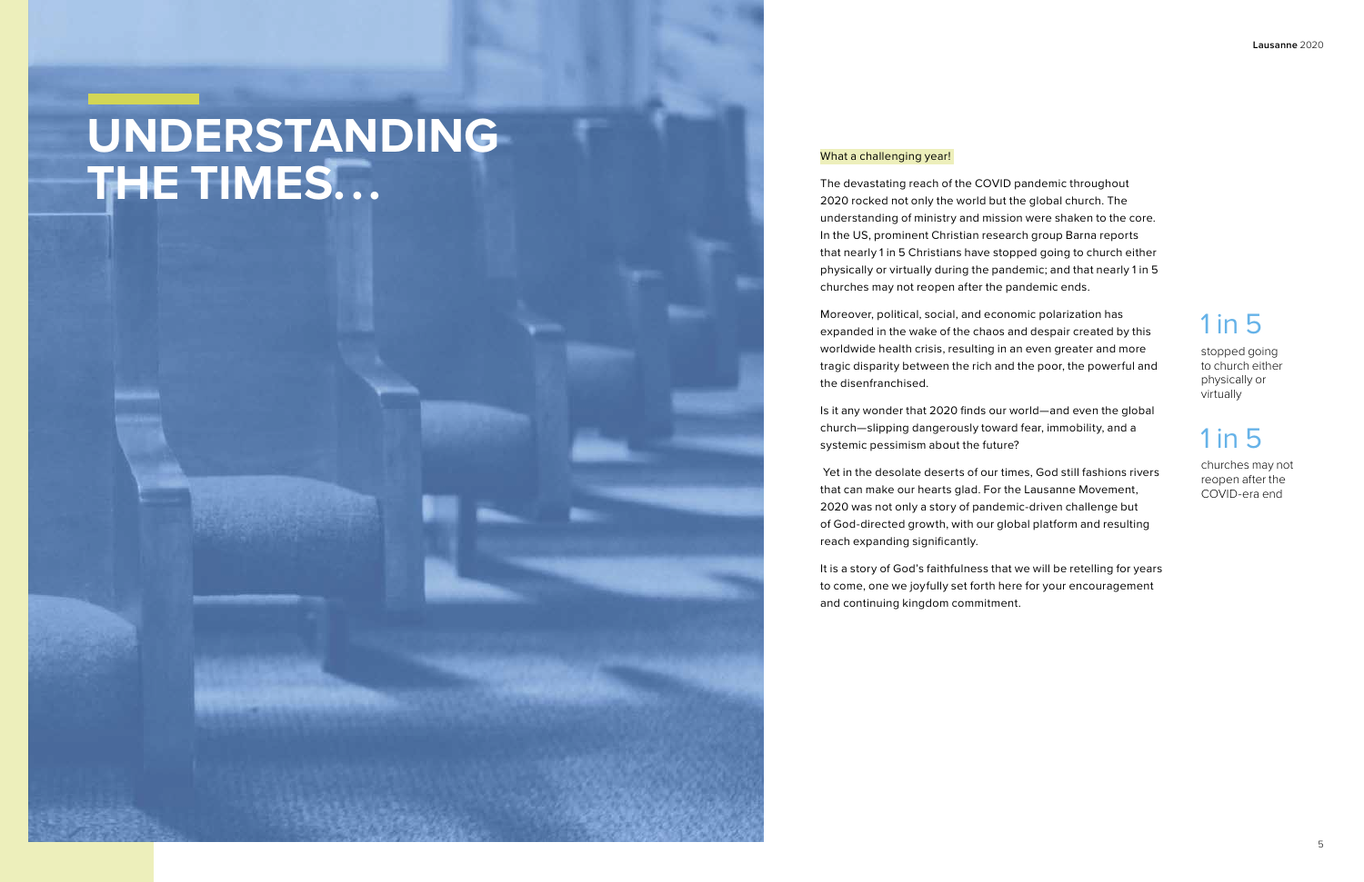# UNDERSTANDING THE TIMES…

What a challenging year!

The devastating reach of the COVID pandemic throughout 2020 rocked not only the world but the global church. The understanding of ministry and mission were shaken to the core. In the US, prominent Christian research group Barna reports that nearly 1 in 5 Christians have stopped going to church either physically or virtually during the pandemic; and that nearly 1 in 5 churches may not reopen after the pandemic ends.

Moreover, political, social, and economic polarization has expanded in the wake of the chaos and despair created by this worldwide health crisis, resulting in an even greater and more tragic disparity between the rich and the poor, the powerful and the disenfranchised.

Is it any wonder that 2020 finds our world—and even the global church—slipping dangerously toward fear, immobility, and a systemic pessimism about the future?

Yet in the desolate deserts of our times, God still fashions rivers that can make our hearts glad. For the Lausanne Movement, 2020 was not only a story of pandemic-driven challenge but of God-directed growth, with our global platform and resulting reach expanding significantly.

It is a story of God's faithfulness that we will be retelling for years to come, one we joyfully set forth here for your encouragement and continuing kingdom commitment.

1 in 5

stopped going to church either physically or virtually

1 in 5

churches may not reopen after the COVID-era end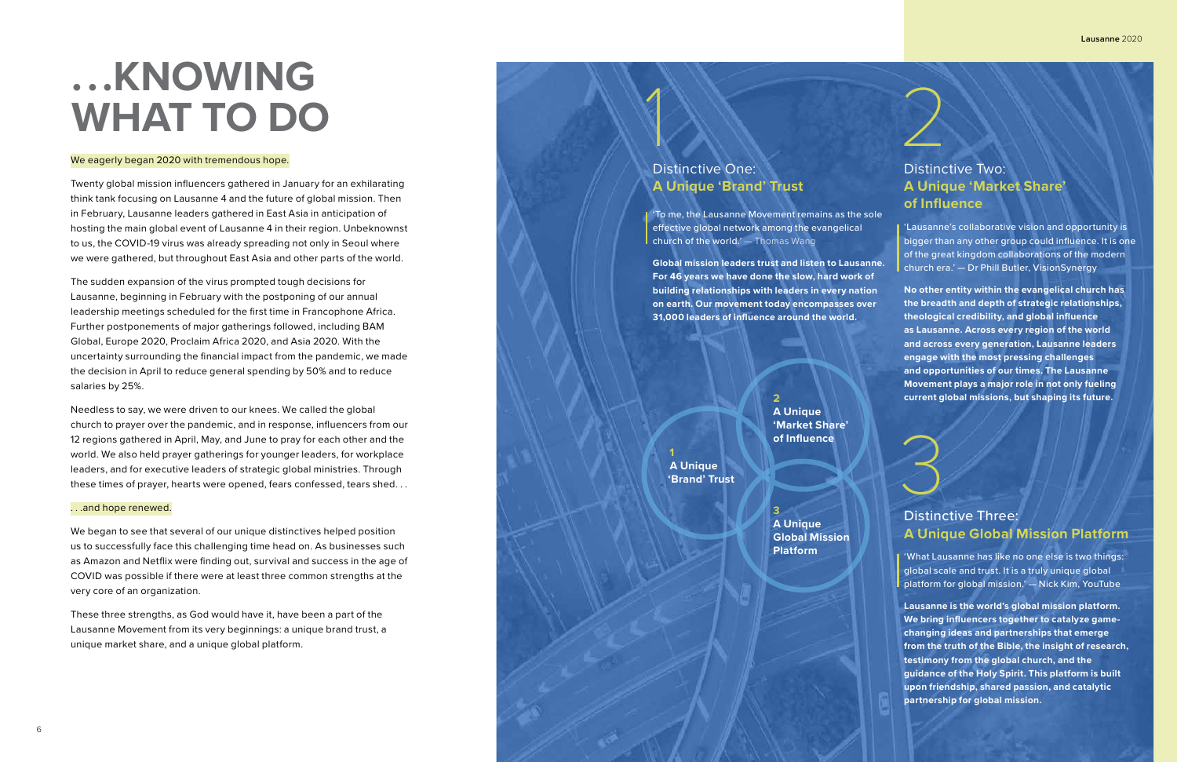# ...KNOWING WHAT TO DO

We eagerly began 2020 with tremendous hope.

Twenty global mission influencers gathered in January for an exhilarating think tank focusing on Lausanne 4 and the future of global mission. Then in February, Lausanne leaders gathered in East Asia in anticipation of hosting the main global event of Lausanne 4 in their region. Unbeknownst to us, the COVID-19 virus was already spreading not only in Seoul where we were gathered, but throughout East Asia and other parts of the world.

The sudden expansion of the virus prompted tough decisions for Lausanne, beginning in February with the postponing of our annual leadership meetings scheduled for the first time in Francophone Africa. Further postponements of major gatherings followed, including BAM Global, Europe 2020, Proclaim Africa 2020, and Asia 2020. With the uncertainty surrounding the financial impact from the pandemic, we made the decision in April to reduce general spending by 50% and to reduce salaries by 25%.

Needless to say, we were driven to our knees. We called the global church to prayer over the pandemic, and in response, influencers from our 12 regions gathered in April, May, and June to pray for each other and the world. We also held prayer gatherings for younger leaders, for workplace leaders, and for executive leaders of strategic global ministries. Through these times of prayer, hearts were opened, fears confessed, tears shed. . .

. . .and hope renewed.

We began to see that several of our unique distinctives helped position us to successfully face this challenging time head on. As businesses such as Amazon and Netflix were finding out, survival and success in the age of COVID was possible if there were at least three common strengths at the very core of an organization.

These three strengths, as God would have it, have been a part of the Lausanne Movement from its very beginnings: a unique brand trust, a unique market share, and a unique global platform.

## 1

### Distinctive One: **A Unique 'Brand' Trust**

'To me, the Lausanne Movement remains as the sole effective global network among the evangelical church of the world.' — Thomas Wang

**Global mission leaders trust and listen to Lausanne. For 46 years we have done the slow, hard work of building relationships with leaders in every nation on earth. Our movement today encompasses over 31,000 leaders of influence around the world.**

**1** **A Unique 'Brand' Trust**

**2** **A Unique 'Market Share' of Influence**

**3** **A Unique Global Mission Platform**

## 2

### Distinctive Two: **A Unique 'Market Share' of Influence**

'Lausanne's collaborative vision and opportunity is bigger than any other group could influence. It is one of the great kingdom collaborations of the modern church era.' — Dr Phill Butler, VisionSynergy

**No other entity within the evangelical church has the breadth and depth of strategic relationships, theological credibility, and global influence as Lausanne. Across every region of the world and across every generation, Lausanne leaders engage with the most pressing challenges and opportunities of our times. The Lausanne Movement plays a major role in not only fueling current global missions, but shaping its future.**

## 3

### Distinctive Three: **A Unique Global Mission Platform**

'What Lausanne has like no one else is two things: global scale and trust. It is a truly unique global platform for global mission.' — Nick Kim, YouTube

**Lausanne is the world's global mission platform. We bring influencers together to catalyze game-changing ideas and partnerships that emerge from the truth of the Bible, the insight of research, testimony from the global church, and the guidance of the Holy Spirit. This platform is built upon friendship, shared passion, and catalytic partnership for global mission.**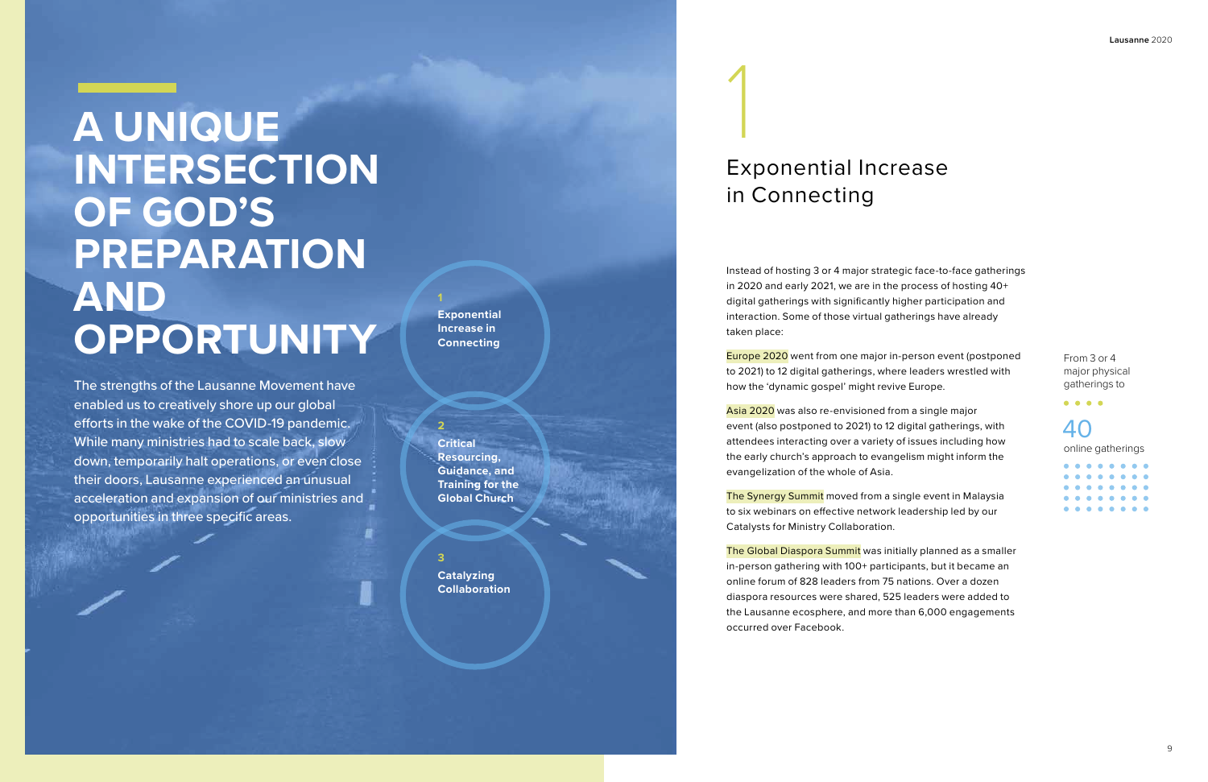# A UNIQUE INTERSECTION OF GOD'S PREPARATION AND OPPORTUNITY

The strengths of the Lausanne Movement have enabled us to creatively shore up our global efforts in the wake of the COVID-19 pandemic. While many ministries had to scale back, slow down, temporarily halt operations, or even close their doors, Lausanne experienced an unusual acceleration and expansion of our ministries and opportunities in three specific areas.

1 **Exponential Increase in Connecting**

2 **Critical Resourcing, Guidance, and Training for the Global Church**

3 **Catalyzing Collaboration**

## 1

## Exponential Increase in Connecting

Instead of hosting 3 or 4 major strategic face-to-face gatherings in 2020 and early 2021, we are in the process of hosting 40+ digital gatherings with significantly higher participation and interaction. Some of those virtual gatherings have already taken place:

Europe 2020 went from one major in-person event (postponed to 2021) to 12 digital gatherings, where leaders wrestled with how the 'dynamic gospel' might revive Europe.

Asia 2020 was also re-envisioned from a single major event (also postponed to 2021) to 12 digital gatherings, with attendees interacting over a variety of issues including how the early church's approach to evangelism might inform the evangelization of the whole of Asia.

The Synergy Summit moved from a single event in Malaysia to six webinars on effective network leadership led by our Catalysts for Ministry Collaboration.

The Global Diaspora Summit was initially planned as a smaller in-person gathering with 100+ participants, but it became an online forum of 828 leaders from 75 nations. Over a dozen diaspora resources were shared, 525 leaders were added to the Lausanne ecosphere, and more than 6,000 engagements occurred over Facebook.

From 3 or 4 major physical gatherings to

40

online gatherings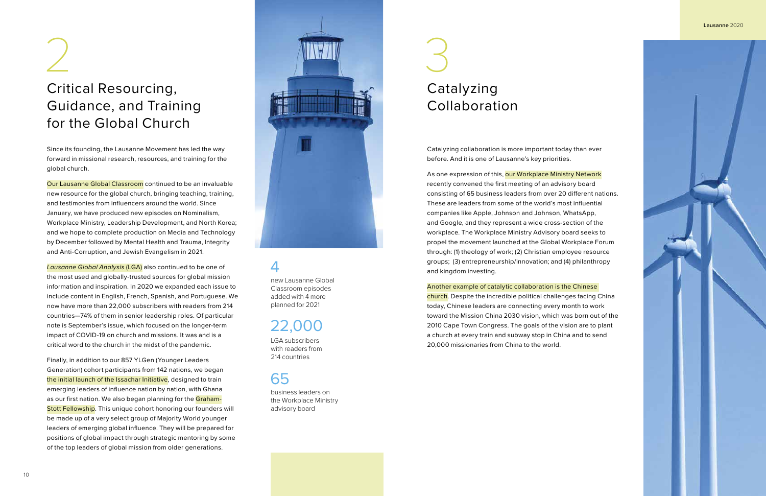# 2

## Critical Resourcing, Guidance, and Training for the Global Church

Since its founding, the Lausanne Movement has led the way forward in missional research, resources, and training for the global church.

Our Lausanne Global Classroom continued to be an invaluable new resource for the global church, bringing teaching, training, and testimonies from influencers around the world. Since January, we have produced new episodes on Nominalism, Workplace Ministry, Leadership Development, and North Korea; and we hope to complete production on Media and Technology by December followed by Mental Health and Trauma, Integrity and Anti-Corruption, and Jewish Evangelism in 2021.

*Lausanne Global Analysis* (LGA) also continued to be one of the most used and globally-trusted sources for global mission information and inspiration. In 2020 we expanded each issue to include content in English, French, Spanish, and Portuguese. We now have more than 22,000 subscribers with readers from 214 countries—74% of them in senior leadership roles. Of particular note is September's issue, which focused on the longer-term impact of COVID-19 on church and missions. It was and is a critical word to the church in the midst of the pandemic.

Finally, in addition to our 857 YLGen (Younger Leaders Generation) cohort participants from 142 nations, we began the initial launch of the Issachar Initiative, designed to train emerging leaders of influence nation by nation, with Ghana as our first nation. We also began planning for the Graham-Stott Fellowship. This unique cohort honoring our founders will be made up of a very select group of Majority World younger leaders of emerging global influence. They will be prepared for positions of global impact through strategic mentoring by some of the top leaders of global mission from older generations.

**4**
new Lausanne Global Classroom episodes added with 4 more planned for 2021

**22,000**
LGA subscribers with readers from 214 countries

**65**
business leaders on the Workplace Ministry advisory board

# 3

## Catalyzing Collaboration

Catalyzing collaboration is more important today than ever before. And it is one of Lausanne's key priorities.

As one expression of this, our Workplace Ministry Network recently convened the first meeting of an advisory board consisting of 65 business leaders from over 20 different nations. These are leaders from some of the world's most influential companies like Apple, Johnson and Johnson, WhatsApp, and Google, and they represent a wide cross-section of the workplace. The Workplace Ministry Advisory board seeks to propel the movement launched at the Global Workplace Forum through: (1) theology of work; (2) Christian employee resource groups; (3) entrepreneurship/innovation; and (4) philanthropy and kingdom investing.

Another example of catalytic collaboration is the Chinese church. Despite the incredible political challenges facing China today, Chinese leaders are connecting every month to work toward the Mission China 2030 vision, which was born out of the 2010 Cape Town Congress. The goals of the vision are to plant a church at every train and subway stop in China and to send 20,000 missionaries from China to the world.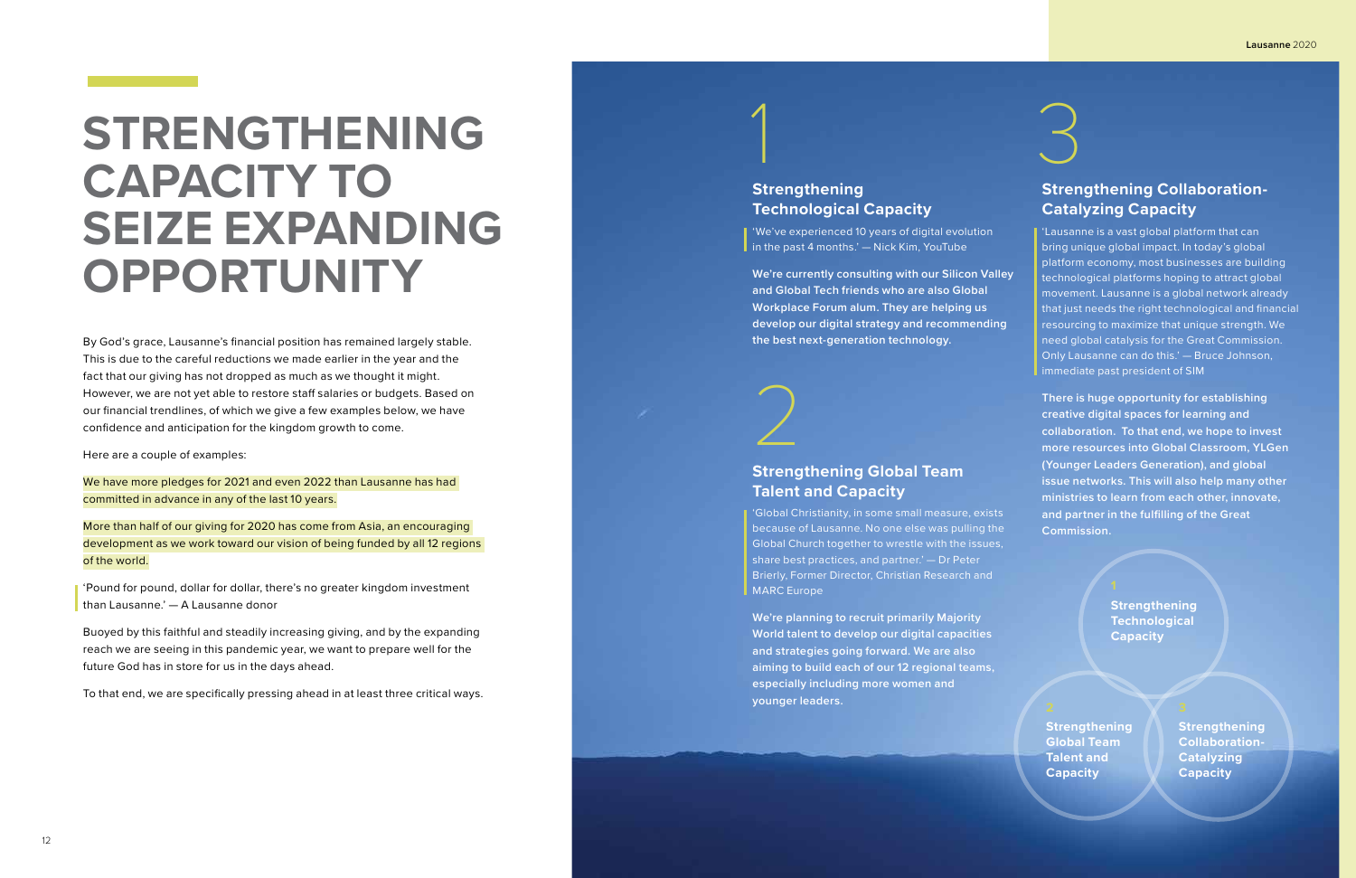# STRENGTHENING CAPACITY TO SEIZE EXPANDING OPPORTUNITY

By God's grace, Lausanne's financial position has remained largely stable. This is due to the careful reductions we made earlier in the year and the fact that our giving has not dropped as much as we thought it might. However, we are not yet able to restore staff salaries or budgets. Based on our financial trendlines, of which we give a few examples below, we have confidence and anticipation for the kingdom growth to come.

Here are a couple of examples:

We have more pledges for 2021 and even 2022 than Lausanne has had committed in advance in any of the last 10 years.

More than half of our giving for 2020 has come from Asia, an encouraging development as we work toward our vision of being funded by all 12 regions of the world.

> 'Pound for pound, dollar for dollar, there's no greater kingdom investment than Lausanne.' — A Lausanne donor

Buoyed by this faithful and steadily increasing giving, and by the expanding reach we are seeing in this pandemic year, we want to prepare well for the future God has in store for us in the days ahead.

To that end, we are specifically pressing ahead in at least three critical ways.

## 1

### Strengthening Technological Capacity

> 'We've experienced 10 years of digital evolution in the past 4 months.' — Nick Kim, YouTube

**We're currently consulting with our Silicon Valley and Global Tech friends who are also Global Workplace Forum alum. They are helping us develop our digital strategy and recommending the best next-generation technology.**

## 2

### Strengthening Global Team Talent and Capacity

> 'Global Christianity, in some small measure, exists because of Lausanne. No one else was pulling the Global Church together to wrestle with the issues, share best practices, and partner.' — Dr Peter Brierly, Former Director, Christian Research and MARC Europe

**We're planning to recruit primarily Majority World talent to develop our digital capacities and strategies going forward. We are also aiming to build each of our 12 regional teams, especially including more women and younger leaders.**

## 3

### Strengthening Collaboration-Catalyzing Capacity

> 'Lausanne is a vast global platform that can bring unique global impact. In today's global platform economy, most businesses are building technological platforms hoping to attract global movement. Lausanne is a global network already that just needs the right technological and financial resourcing to maximize that unique strength. We need global catalysis for the Great Commission. Only Lausanne can do this.' — Bruce Johnson, immediate past president of SIM

**There is huge opportunity for establishing creative digital spaces for learning and collaboration. To that end, we hope to invest more resources into Global Classroom, YLGen (Younger Leaders Generation), and global issue networks. This will also help many other ministries to learn from each other, innovate, and partner in the fulfilling of the Great Commission.**

1 Strengthening Technological Capacity

2 Strengthening Global Team Talent and Capacity

3 Strengthening Collaboration-Catalyzing Capacity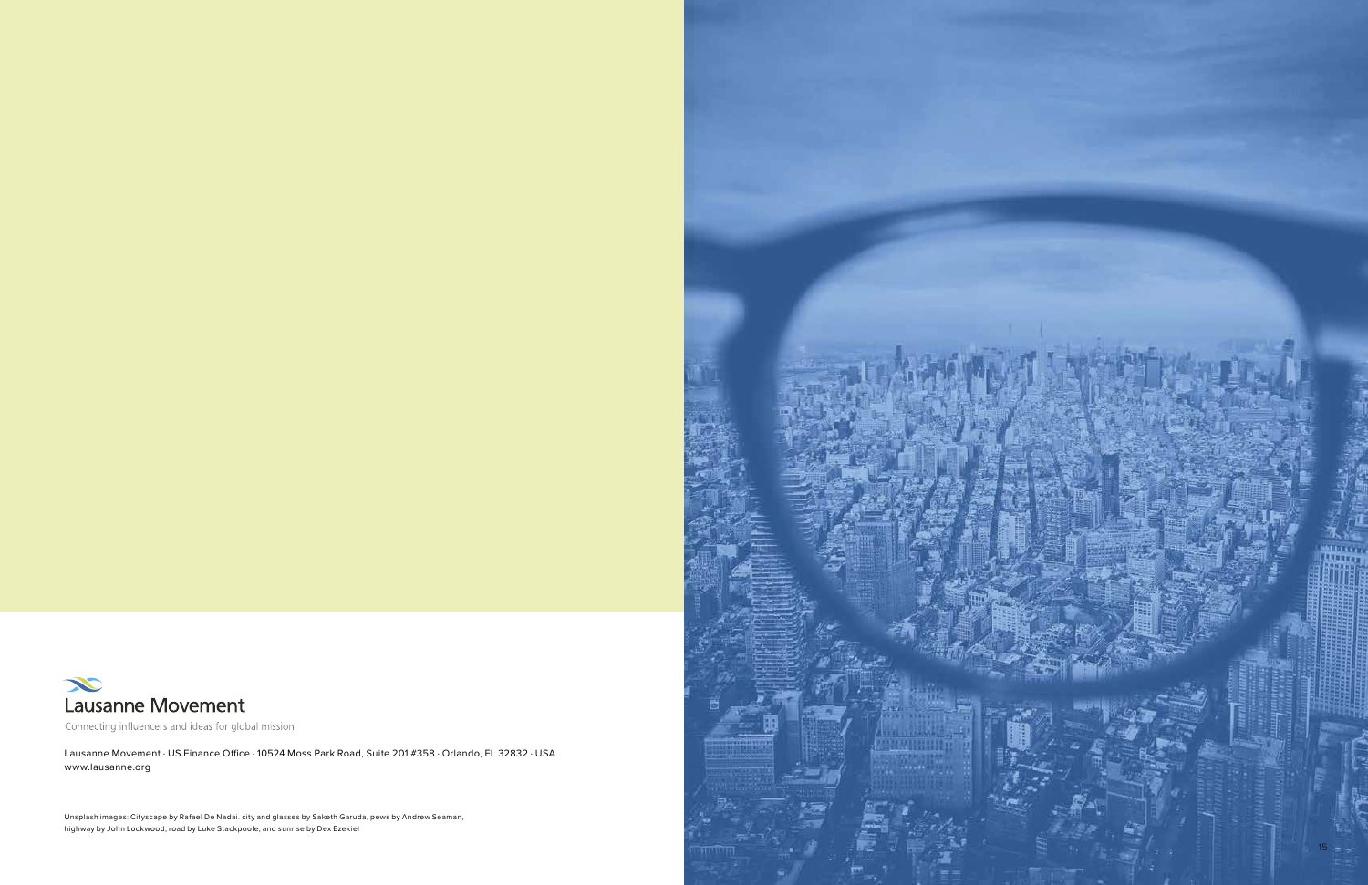Lausanne Movement

Connecting influencers and ideas for global mission

Lausanne Movement · US Finance Office · 10524 Moss Park Road, Suite 201 #358 · Orlando, FL 32832 · USA
www.lausanne.org

Unsplash images: Cityscape by Rafael De Nadai. city and glasses by Saketh Garuda, pews by Andrew Seaman, highway by John Lockwood, road by Luke Stackpoole, and sunrise by Dex Ezekiel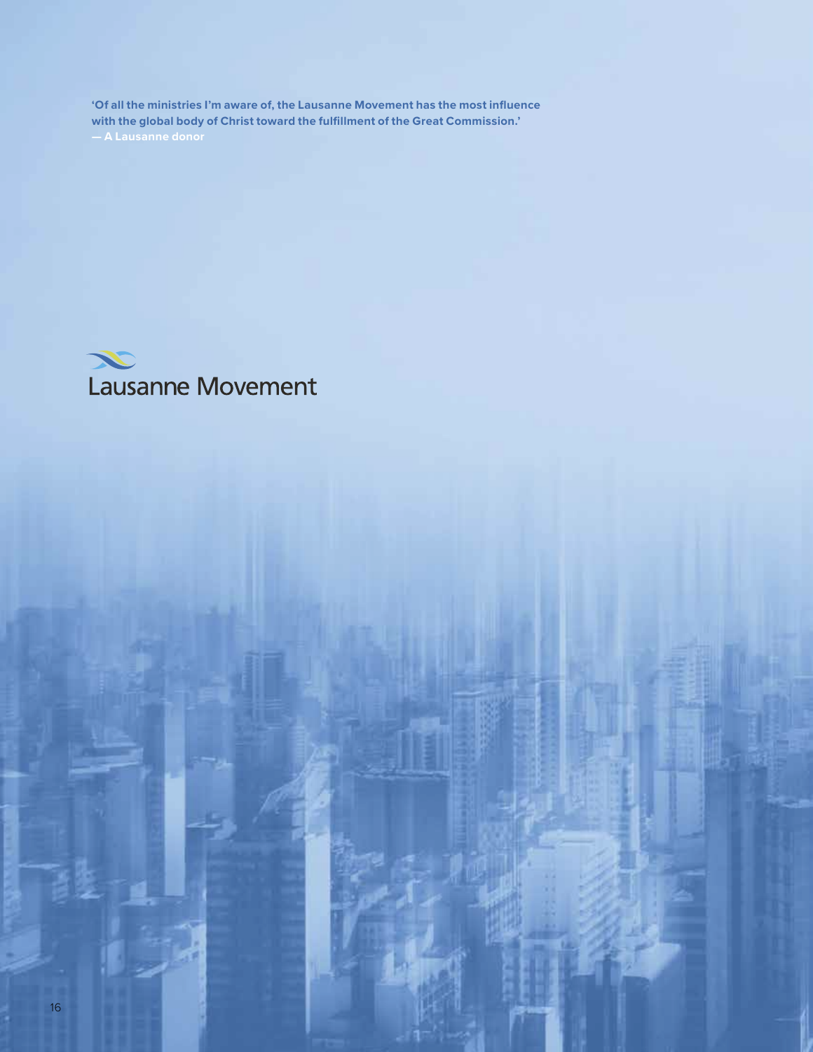**'Of all the ministries I'm aware of, the Lausanne Movement has the most influence with the global body of Christ toward the fulfillment of the Great Commission.'**
**— A Lausanne donor**

Lausanne Movement